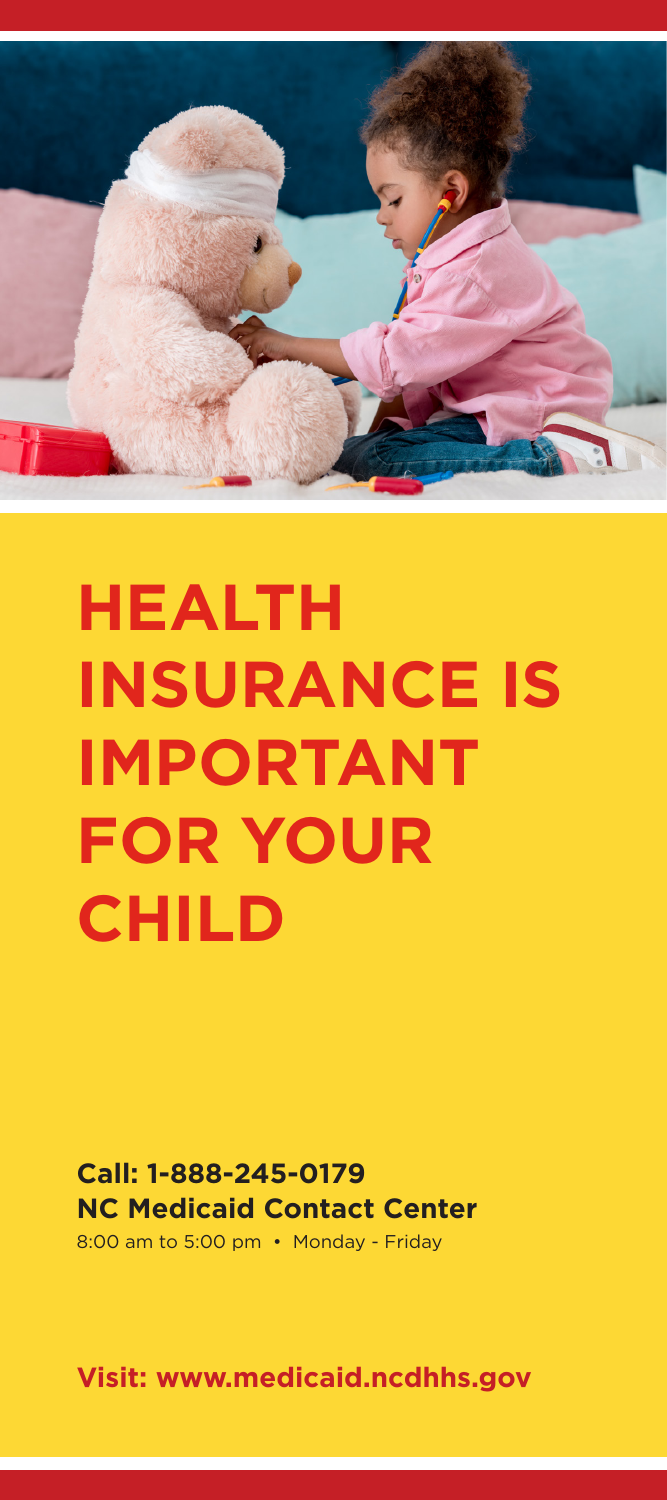# HEALTH INSURANCE IS IMPORTANT FOR YOUR CHILD

**Call: 1-888-245-0179**
**NC Medicaid Contact Center**
8:00 am to 5:00 pm • Monday - Friday

**Visit: www.medicaid.ncdhhs.gov**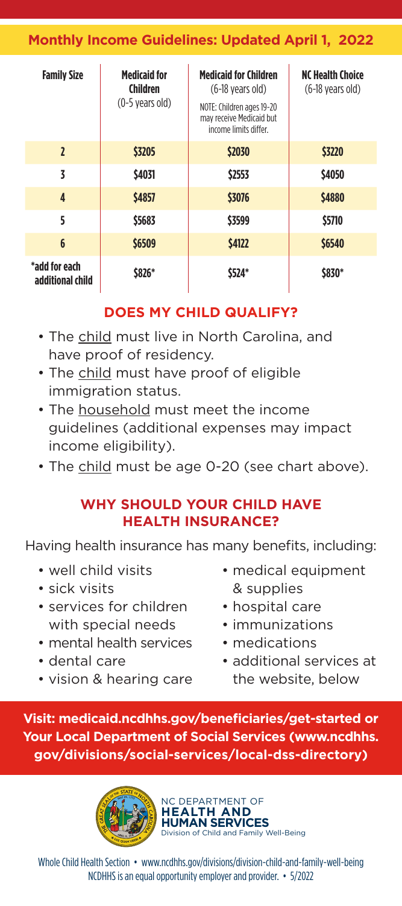## Monthly Income Guidelines: Updated April 1, 2022

| Family Size | Medicaid for Children (0-5 years old) | Medicaid for Children (6-18 years old) NOTE: Children ages 19-20 may receive Medicaid but income limits differ. | NC Health Choice (6-18 years old) |
|---|---|---|---|
| 2 | $3205 | $2030 | $3220 |
| 3 | $4031 | $2553 | $4050 |
| 4 | $4857 | $3076 | $4880 |
| 5 | $5683 | $3599 | $5710 |
| 6 | $6509 | $4122 | $6540 |
| *add for each additional child | $826* | $524* | $830* |

## DOES MY CHILD QUALIFY?

- The child must live in North Carolina, and have proof of residency.
- The child must have proof of eligible immigration status.
- The household must meet the income guidelines (additional expenses may impact income eligibility).
- The child must be age 0-20 (see chart above).

## WHY SHOULD YOUR CHILD HAVE HEALTH INSURANCE?

Having health insurance has many benefits, including:

- well child visits
- sick visits
- services for children with special needs
- mental health services
- dental care
- vision & hearing care
- medical equipment & supplies
- hospital care
- immunizations
- medications
- additional services at the website, below

**Visit: medicaid.ncdhhs.gov/beneficiaries/get-started or Your Local Department of Social Services (www.ncdhhs.gov/divisions/social-services/local-dss-directory)**

NC DEPARTMENT OF
**HEALTH AND HUMAN SERVICES**
Division of Child and Family Well-Being

Whole Child Health Section • www.ncdhhs.gov/divisions/division-child-and-family-well-being
NCDHHS is an equal opportunity employer and provider. • 5/2022